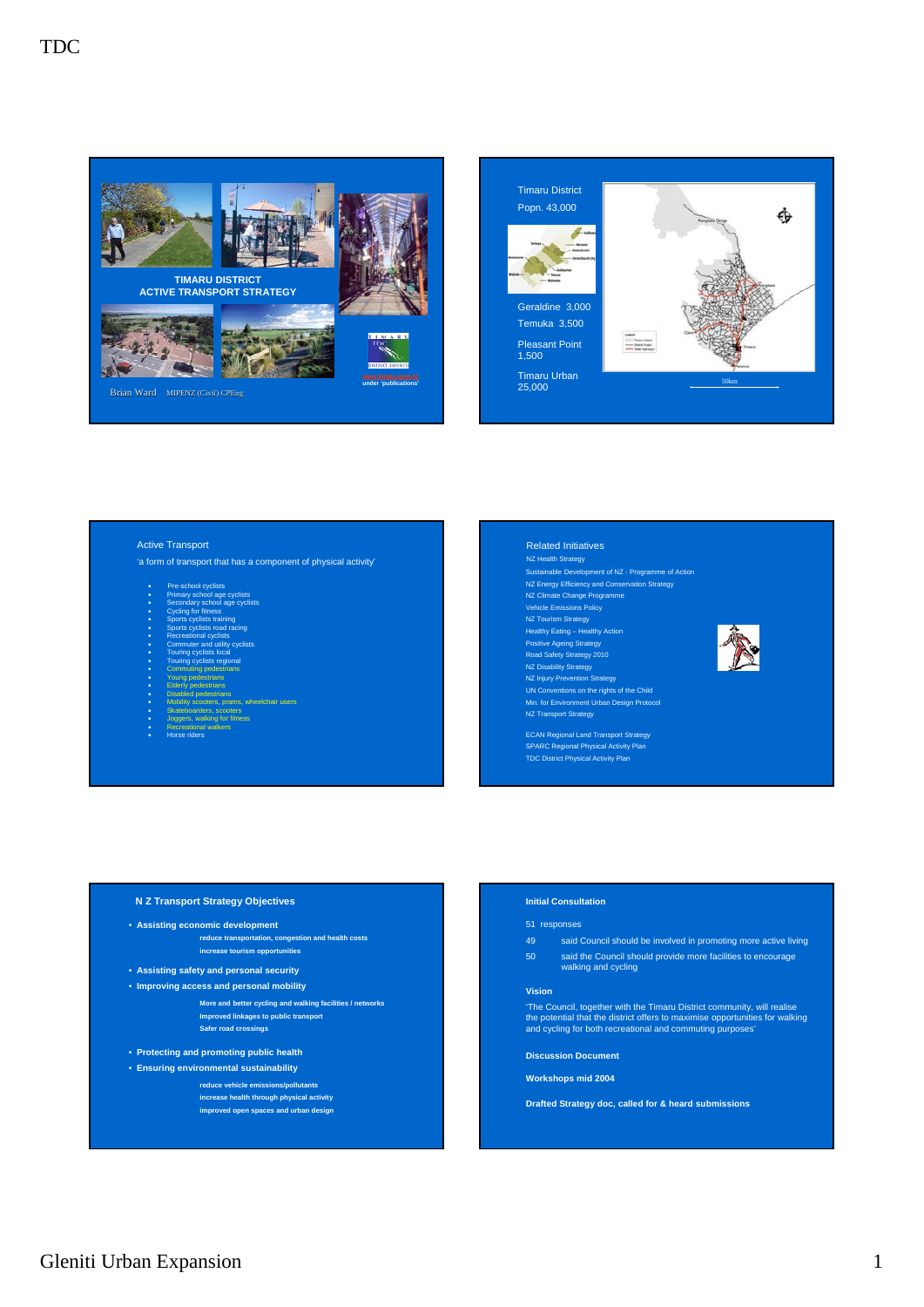TDC

**TIMARU DISTRICT ACTIVE TRANSPORT STRATEGY**

www.timaru.govt.nz under 'publications'

Brian Ward MIPENZ (Civil) CPEng

Timaru District
Popn. 43,000

Geraldine 3,000
Temuka 3,500
Pleasant Point 1,500
Timaru Urban 25,000

50km

## Active Transport

'a form of transport that has a component of physical activity'

- Pre-school cyclists
- Primary school age cyclists
- Secondary school age cyclists
- Cycling for fitness
- Sports cyclists training
- Sports cyclists road racing
- Recreational cyclists
- Commuter and utility cyclists
- Touring cyclists local
- Touring cyclists regional
- Commuting pedestrians
- Young pedestrians
- Elderly pedestrians
- Disabled pedestrians
- Mobility scooters, prams, wheelchair users
- Skateboarders, scooters
- Joggers, walking for fitness
- Recreational walkers
- Horse riders

## Related Initiatives

NZ Health Strategy
Sustainable Development of NZ - Programme of Action
NZ Energy Efficiency and Conservation Strategy
NZ Climate Change Programme
Vehicle Emissions Policy
NZ Tourism Strategy
Healthy Eating – Healthy Action
Positive Ageing Strategy
Road Safety Strategy 2010
NZ Disability Strategy
NZ Injury Prevention Strategy
UN Conventions on the rights of the Child
Min. for Environment Urban Design Protocol
NZ Transport Strategy

ECAN Regional Land Transport Strategy
SPARC Regional Physical Activity Plan
TDC District Physical Activity Plan

## N Z Transport Strategy Objectives

- **Assisting economic development**
  - **reduce transportation, congestion and health costs**
  - **increase tourism opportunities**
- **Assisting safety and personal security**
- **Improving access and personal mobility**
  - **More and better cycling and walking facilities / networks**
  - **Improved linkages to public transport**
  - **Safer road crossings**
- **Protecting and promoting public health**
- **Ensuring environmental sustainability**
  - **reduce vehicle emissions/pollutants**
  - **increase health through physical activity**
  - **improved open spaces and urban design**

## Initial Consultation

51 responses

49 said Council should be involved in promoting more active living

50 said the Council should provide more facilities to encourage walking and cycling

**Vision**

'The Council, together with the Timaru District community, will realise the potential that the district offers to maximise opportunities for walking and cycling for both recreational and commuting purposes'

**Discussion Document**

**Workshops mid 2004**

**Drafted Strategy doc, called for & heard submissions**

Gleniti Urban Expansion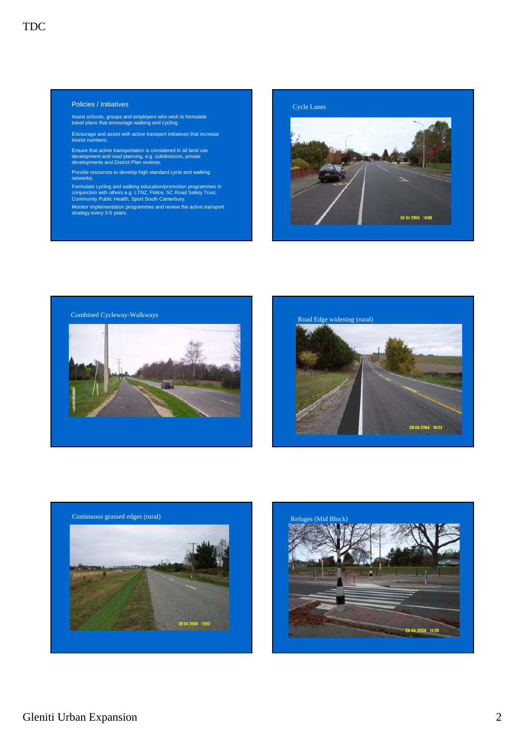## Policies / Initiatives

Assist schools, groups and employers who wish to formulate travel plans that encourage walking and cycling.

Encourage and assist with active transport initiatives that increase tourist numbers.

Ensure that active transportation is considered in all land use development and road planning, e.g. subdivisions, private developments and District Plan reviews.

Provide resources to develop high standard cycle and walking networks.

Formulate cycling and walking education/promotion programmes in conjunction with others e.g. LTNZ, Police, SC Road Safety Trust, Community Public Health, Sport South Canterbury.

Monitor implementation programmes and review the active transport strategy every 3-5 years.

## Cycle Lanes

## Combined Cycleway-Walkways

## Road Edge widening (rural)

## Continuous grassed edges (rural)

## Refuges (Mid Block)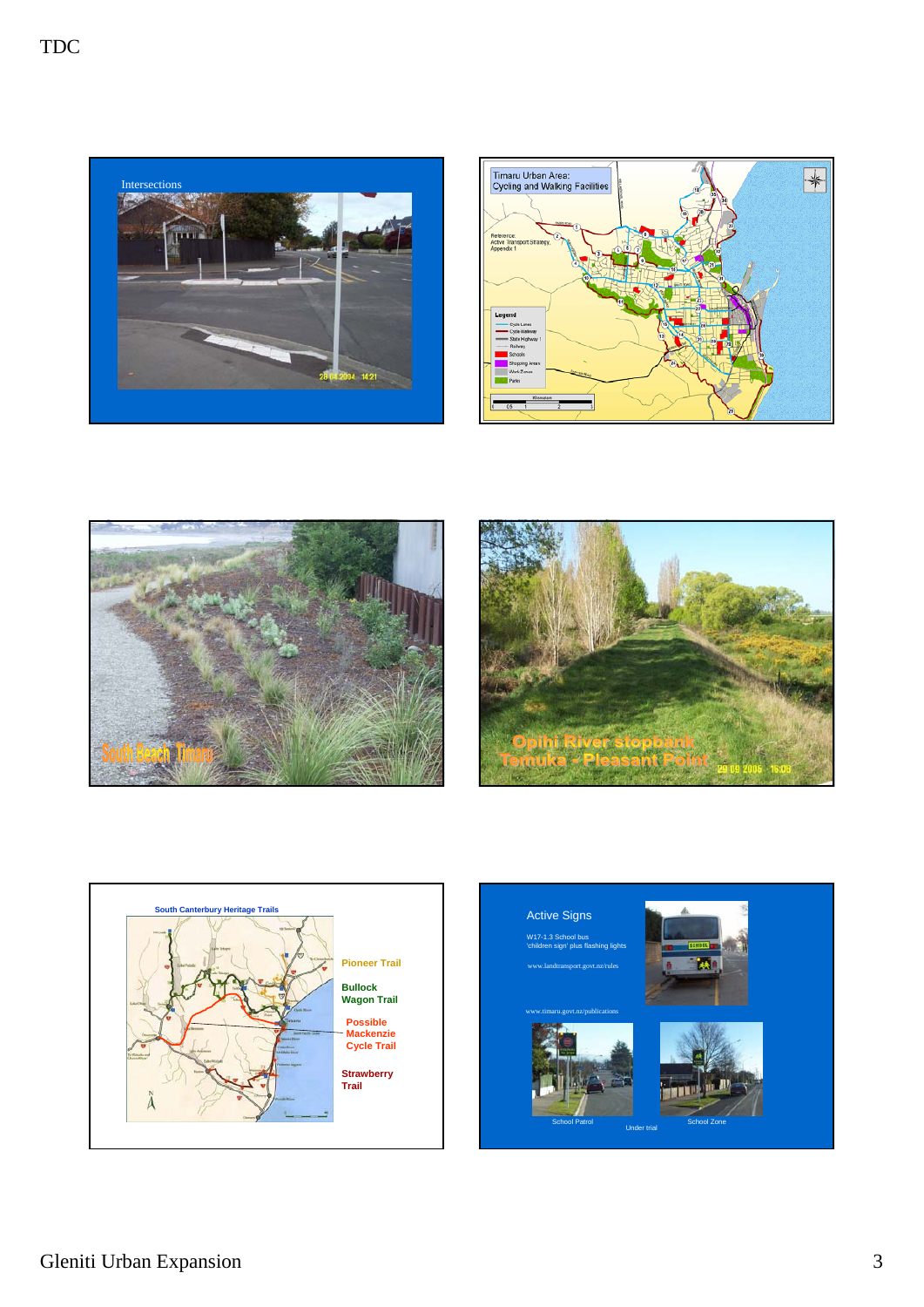Intersections

28.04.2004 14:21

Timaru Urban Area:
Cycling and Walking Facilities

Reference:
Active Transport Strategy,
Appendix 1

Legend
- Cycle Lanes
- Cycle Walkway
- State Highway 1
- Railway
- Schools
- Shopping Areas
- Work Zones
- Parks

South Beach Timaru

Opihi River stopbank
Temuka - Pleasant Point

29 09 2006 15:06

South Canterbury Heritage Trails

- Pioneer Trail
- Bullock Wagon Trail
- Possible Mackenzie Cycle Trail
- Strawberry Trail

Active Signs

W17-1.3 School bus
'children sign' plus flashing lights

www.landtransport.govt.nz/rules

www.timaru.govt.nz/publications

School Patrol

Under trial

School Zone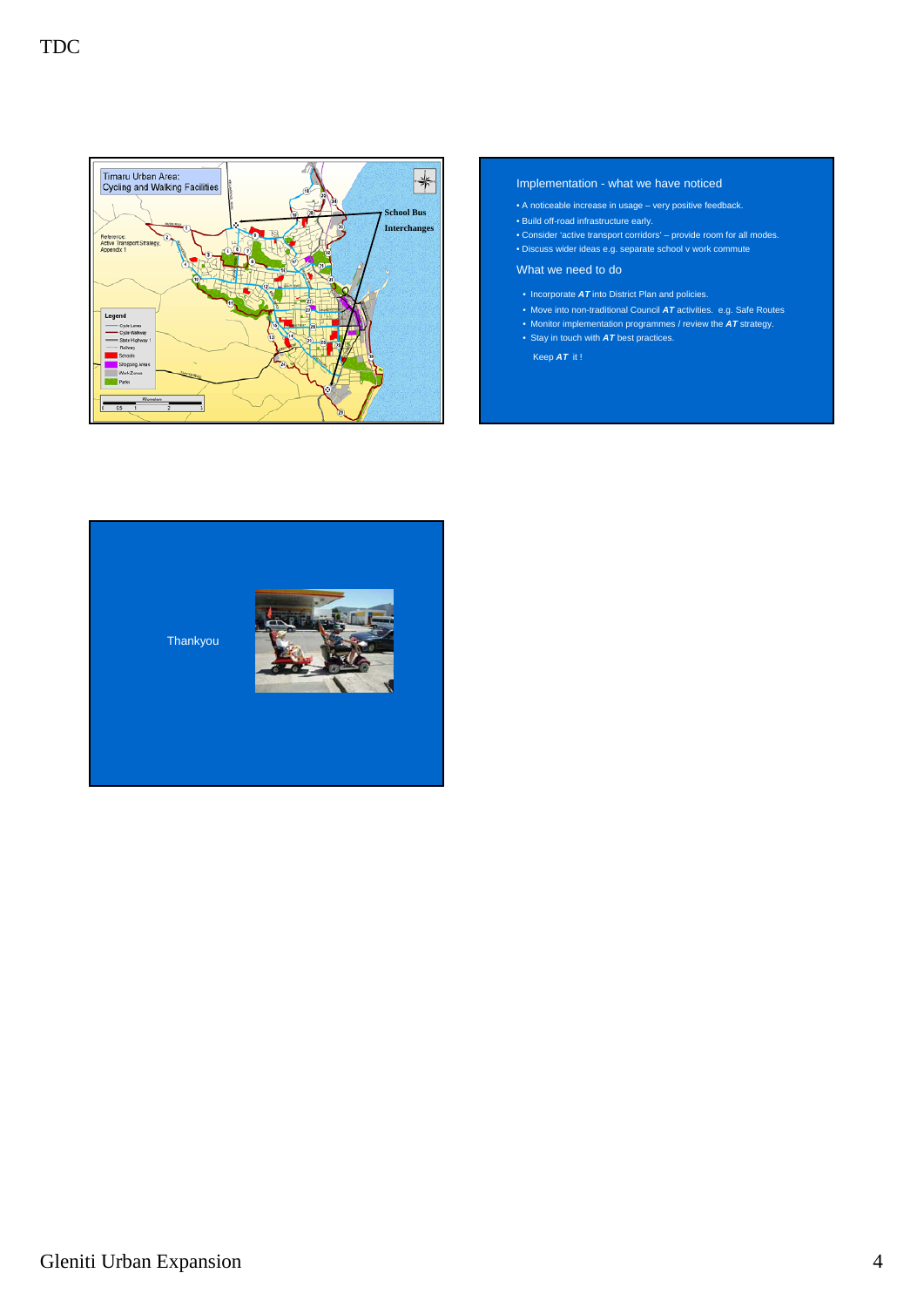Timaru Urban Area:
Cycling and Walking Facilities

Reference:
Active Transport Strategy,
Appendix 1

School Bus
Interchanges

Legend
Cycle Lanes
Cycle Walkway
State Highway 1
Railway
Schools
Shopping Areas
Work Zones
Parks

Kilometers
0 0.5 1 2 3

## Implementation - what we have noticed

- A noticeable increase in usage – very positive feedback.
- Build off-road infrastructure early.
- Consider 'active transport corridors' – provide room for all modes.
- Discuss wider ideas e.g. separate school v work commute

## What we need to do

- Incorporate ***AT*** into District Plan and policies.
- Move into non-traditional Council ***AT*** activities. e.g. Safe Routes
- Monitor implementation programmes / review the ***AT*** strategy.
- Stay in touch with ***AT*** best practices.

Keep ***AT*** it !

Thankyou